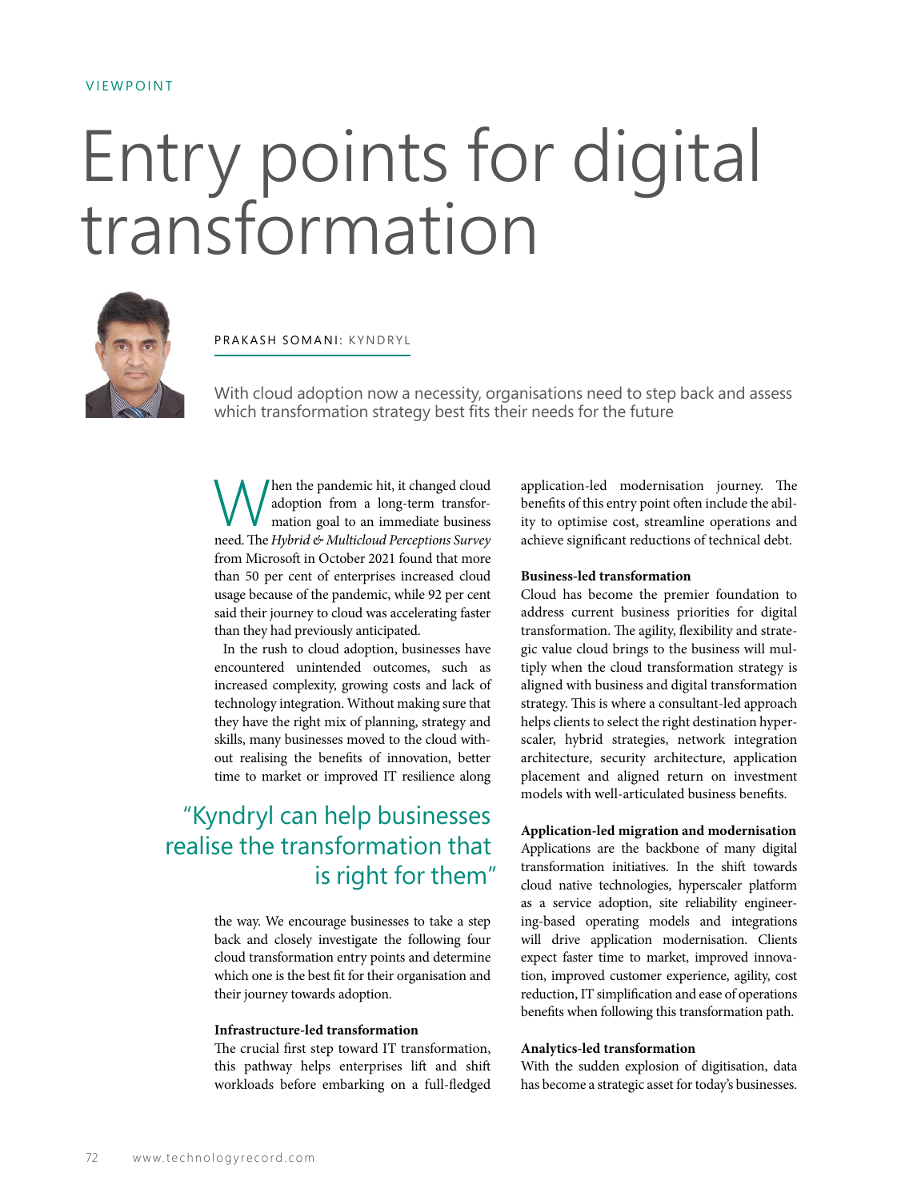VIEWPOINT

# Entry points for digital transformation

PRAKASH SOMANI: KYNDRYL

With cloud adoption now a necessity, organisations need to step back and assess which transformation strategy best fits their needs for the future

When the pandemic hit, it changed cloud adoption from a long-term transformation goal to an immediate business need. The *Hybrid & Multicloud Perceptions Survey* from Microsoft in October 2021 found that more than 50 per cent of enterprises increased cloud usage because of the pandemic, while 92 per cent said their journey to cloud was accelerating faster than they had previously anticipated.

In the rush to cloud adoption, businesses have encountered unintended outcomes, such as increased complexity, growing costs and lack of technology integration. Without making sure that they have the right mix of planning, strategy and skills, many businesses moved to the cloud without realising the benefits of innovation, better time to market or improved IT resilience along the way. We encourage businesses to take a step back and closely investigate the following four cloud transformation entry points and determine which one is the best fit for their organisation and their journey towards adoption.

> "Kyndryl can help businesses realise the transformation that is right for them"

**Infrastructure-led transformation**

The crucial first step toward IT transformation, this pathway helps enterprises lift and shift workloads before embarking on a full-fledged application-led modernisation journey. The benefits of this entry point often include the ability to optimise cost, streamline operations and achieve significant reductions of technical debt.

**Business-led transformation**

Cloud has become the premier foundation to address current business priorities for digital transformation. The agility, flexibility and strategic value cloud brings to the business will multiply when the cloud transformation strategy is aligned with business and digital transformation strategy. This is where a consultant-led approach helps clients to select the right destination hyperscaler, hybrid strategies, network integration architecture, security architecture, application placement and aligned return on investment models with well-articulated business benefits.

**Application-led migration and modernisation**

Applications are the backbone of many digital transformation initiatives. In the shift towards cloud native technologies, hyperscaler platform as a service adoption, site reliability engineering-based operating models and integrations will drive application modernisation. Clients expect faster time to market, improved innovation, improved customer experience, agility, cost reduction, IT simplification and ease of operations benefits when following this transformation path.

**Analytics-led transformation**

With the sudden explosion of digitisation, data has become a strategic asset for today's businesses.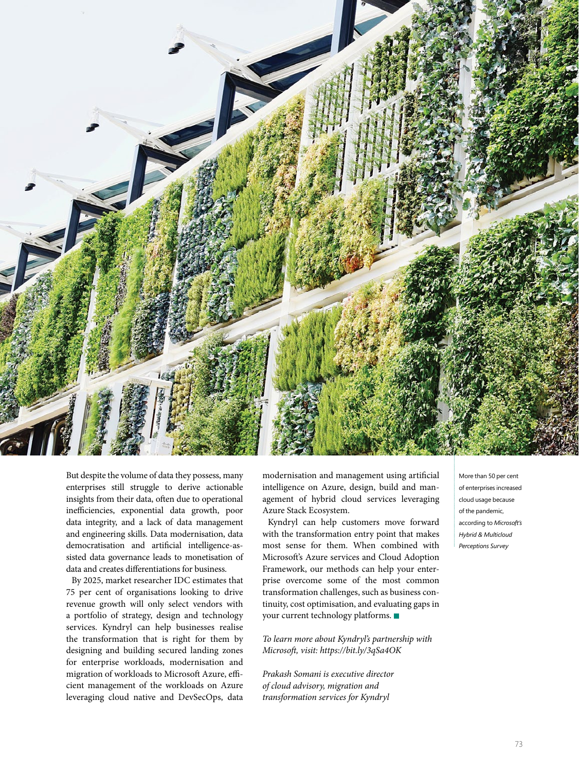But despite the volume of data they possess, many enterprises still struggle to derive actionable insights from their data, often due to operational inefficiencies, exponential data growth, poor data integrity, and a lack of data management and engineering skills. Data modernisation, data democratisation and artificial intelligence-assisted data governance leads to monetisation of data and creates differentiations for business.

By 2025, market researcher IDC estimates that 75 per cent of organisations looking to drive revenue growth will only select vendors with a portfolio of strategy, design and technology services. Kyndryl can help businesses realise the transformation that is right for them by designing and building secured landing zones for enterprise workloads, modernisation and migration of workloads to Microsoft Azure, efficient management of the workloads on Azure leveraging cloud native and DevSecOps, data modernisation and management using artificial intelligence on Azure, design, build and management of hybrid cloud services leveraging Azure Stack Ecosystem.

Kyndryl can help customers move forward with the transformation entry point that makes most sense for them. When combined with Microsoft's Azure services and Cloud Adoption Framework, our methods can help your enterprise overcome some of the most common transformation challenges, such as business continuity, cost optimisation, and evaluating gaps in your current technology platforms. ■

*To learn more about Kyndryl's partnership with Microsoft, visit: https://bit.ly/3qSa4OK*

*Prakash Somani is executive director of cloud advisory, migration and transformation services for Kyndryl*

More than 50 per cent of enterprises increased cloud usage because of the pandemic, according to *Microsoft's Hybrid & Multicloud Perceptions Survey*